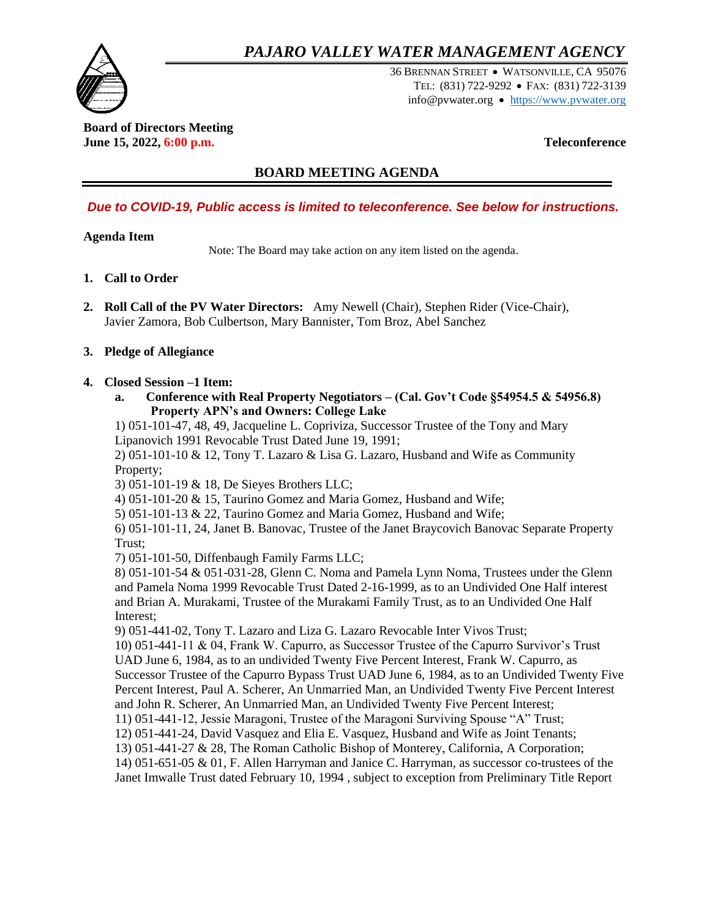# *PAJARO VALLEY WATER MANAGEMENT AGENCY*

36 BRENNAN STREET • WATSONVILLE, CA 95076
TEL: (831) 722-9292 • FAX: (831) 722-3139
info@pvwater.org • https://www.pvwater.org

**Board of Directors Meeting**
**June 15, 2022, 6:00 p.m.**

**Teleconference**

## BOARD MEETING AGENDA

***Due to COVID-19, Public access is limited to teleconference. See below for instructions.***

**Agenda Item**

Note: The Board may take action on any item listed on the agenda.

1. **Call to Order**

2. **Roll Call of the PV Water Directors:** Amy Newell (Chair), Stephen Rider (Vice-Chair), Javier Zamora, Bob Culbertson, Mary Bannister, Tom Broz, Abel Sanchez

3. **Pledge of Allegiance**

4. **Closed Session –1 Item:**
   a. **Conference with Real Property Negotiators – (Cal. Gov't Code §54954.5 & 54956.8) Property APN's and Owners: College Lake**

   1) 051-101-47, 48, 49, Jacqueline L. Copriviza, Successor Trustee of the Tony and Mary Lipanovich 1991 Revocable Trust Dated June 19, 1991;
   2) 051-101-10 & 12, Tony T. Lazaro & Lisa G. Lazaro, Husband and Wife as Community Property;
   3) 051-101-19 & 18, De Sieyes Brothers LLC;
   4) 051-101-20 & 15, Taurino Gomez and Maria Gomez, Husband and Wife;
   5) 051-101-13 & 22, Taurino Gomez and Maria Gomez, Husband and Wife;
   6) 051-101-11, 24, Janet B. Banovac, Trustee of the Janet Braycovich Banovac Separate Property Trust;
   7) 051-101-50, Diffenbaugh Family Farms LLC;
   8) 051-101-54 & 051-031-28, Glenn C. Noma and Pamela Lynn Noma, Trustees under the Glenn and Pamela Noma 1999 Revocable Trust Dated 2-16-1999, as to an Undivided One Half interest and Brian A. Murakami, Trustee of the Murakami Family Trust, as to an Undivided One Half Interest;
   9) 051-441-02, Tony T. Lazaro and Liza G. Lazaro Revocable Inter Vivos Trust;
   10) 051-441-11 & 04, Frank W. Capurro, as Successor Trustee of the Capurro Survivor's Trust UAD June 6, 1984, as to an undivided Twenty Five Percent Interest, Frank W. Capurro, as Successor Trustee of the Capurro Bypass Trust UAD June 6, 1984, as to an Undivided Twenty Five Percent Interest, Paul A. Scherer, An Unmarried Man, an Undivided Twenty Five Percent Interest and John R. Scherer, An Unmarried Man, an Undivided Twenty Five Percent Interest;
   11) 051-441-12, Jessie Maragoni, Trustee of the Maragoni Surviving Spouse "A" Trust;
   12) 051-441-24, David Vasquez and Elia E. Vasquez, Husband and Wife as Joint Tenants;
   13) 051-441-27 & 28, The Roman Catholic Bishop of Monterey, California, A Corporation;
   14) 051-651-05 & 01, F. Allen Harryman and Janice C. Harryman, as successor co-trustees of the Janet Imwalle Trust dated February 10, 1994 , subject to exception from Preliminary Title Report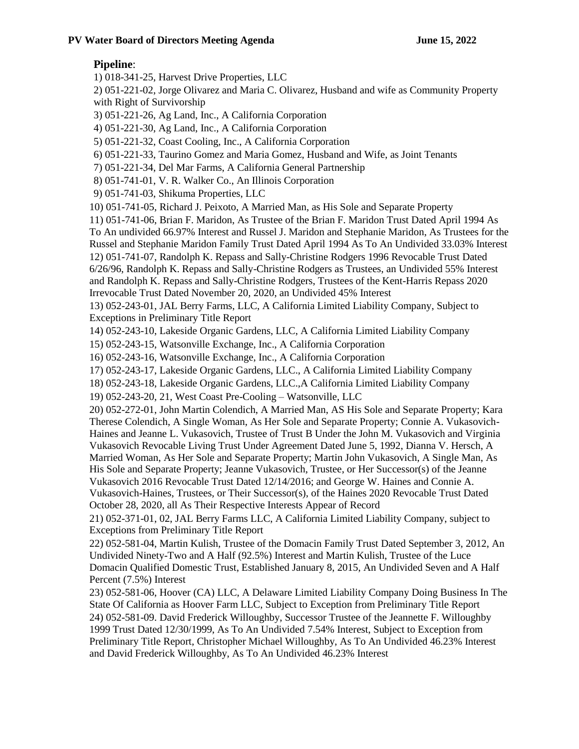**Pipeline**:

1) 018-341-25, Harvest Drive Properties, LLC
2) 051-221-02, Jorge Olivarez and Maria C. Olivarez, Husband and wife as Community Property with Right of Survivorship
3) 051-221-26, Ag Land, Inc., A California Corporation
4) 051-221-30, Ag Land, Inc., A California Corporation
5) 051-221-32, Coast Cooling, Inc., A California Corporation
6) 051-221-33, Taurino Gomez and Maria Gomez, Husband and Wife, as Joint Tenants
7) 051-221-34, Del Mar Farms, A California General Partnership
8) 051-741-01, V. R. Walker Co., An Illinois Corporation
9) 051-741-03, Shikuma Properties, LLC
10) 051-741-05, Richard J. Peixoto, A Married Man, as His Sole and Separate Property
11) 051-741-06, Brian F. Maridon, As Trustee of the Brian F. Maridon Trust Dated April 1994 As To An undivided 66.97% Interest and Russel J. Maridon and Stephanie Maridon, As Trustees for the Russel and Stephanie Maridon Family Trust Dated April 1994 As To An Undivided 33.03% Interest
12) 051-741-07, Randolph K. Repass and Sally-Christine Rodgers 1996 Revocable Trust Dated 6/26/96, Randolph K. Repass and Sally-Christine Rodgers as Trustees, an Undivided 55% Interest and Randolph K. Repass and Sally-Christine Rodgers, Trustees of the Kent-Harris Repass 2020 Irrevocable Trust Dated November 20, 2020, an Undivided 45% Interest
13) 052-243-01, JAL Berry Farms, LLC, A California Limited Liability Company, Subject to Exceptions in Preliminary Title Report
14) 052-243-10, Lakeside Organic Gardens, LLC, A California Limited Liability Company
15) 052-243-15, Watsonville Exchange, Inc., A California Corporation
16) 052-243-16, Watsonville Exchange, Inc., A California Corporation
17) 052-243-17, Lakeside Organic Gardens, LLC., A California Limited Liability Company
18) 052-243-18, Lakeside Organic Gardens, LLC.,A California Limited Liability Company
19) 052-243-20, 21, West Coast Pre-Cooling – Watsonville, LLC
20) 052-272-01, John Martin Colendich, A Married Man, AS His Sole and Separate Property; Kara Therese Colendich, A Single Woman, As Her Sole and Separate Property; Connie A. Vukasovich-Haines and Jeanne L. Vukasovich, Trustee of Trust B Under the John M. Vukasovich and Virginia Vukasovich Revocable Living Trust Under Agreement Dated June 5, 1992, Dianna V. Hersch, A Married Woman, As Her Sole and Separate Property; Martin John Vukasovich, A Single Man, As His Sole and Separate Property; Jeanne Vukasovich, Trustee, or Her Successor(s) of the Jeanne Vukasovich 2016 Revocable Trust Dated 12/14/2016; and George W. Haines and Connie A. Vukasovich-Haines, Trustees, or Their Successor(s), of the Haines 2020 Revocable Trust Dated October 28, 2020, all As Their Respective Interests Appear of Record
21) 052-371-01, 02, JAL Berry Farms LLC, A California Limited Liability Company, subject to Exceptions from Preliminary Title Report
22) 052-581-04, Martin Kulish, Trustee of the Domacin Family Trust Dated September 3, 2012, An Undivided Ninety-Two and A Half (92.5%) Interest and Martin Kulish, Trustee of the Luce Domacin Qualified Domestic Trust, Established January 8, 2015, An Undivided Seven and A Half Percent (7.5%) Interest
23) 052-581-06, Hoover (CA) LLC, A Delaware Limited Liability Company Doing Business In The State Of California as Hoover Farm LLC, Subject to Exception from Preliminary Title Report
24) 052-581-09. David Frederick Willoughby, Successor Trustee of the Jeannette F. Willoughby 1999 Trust Dated 12/30/1999, As To An Undivided 7.54% Interest, Subject to Exception from Preliminary Title Report, Christopher Michael Willoughby, As To An Undivided 46.23% Interest and David Frederick Willoughby, As To An Undivided 46.23% Interest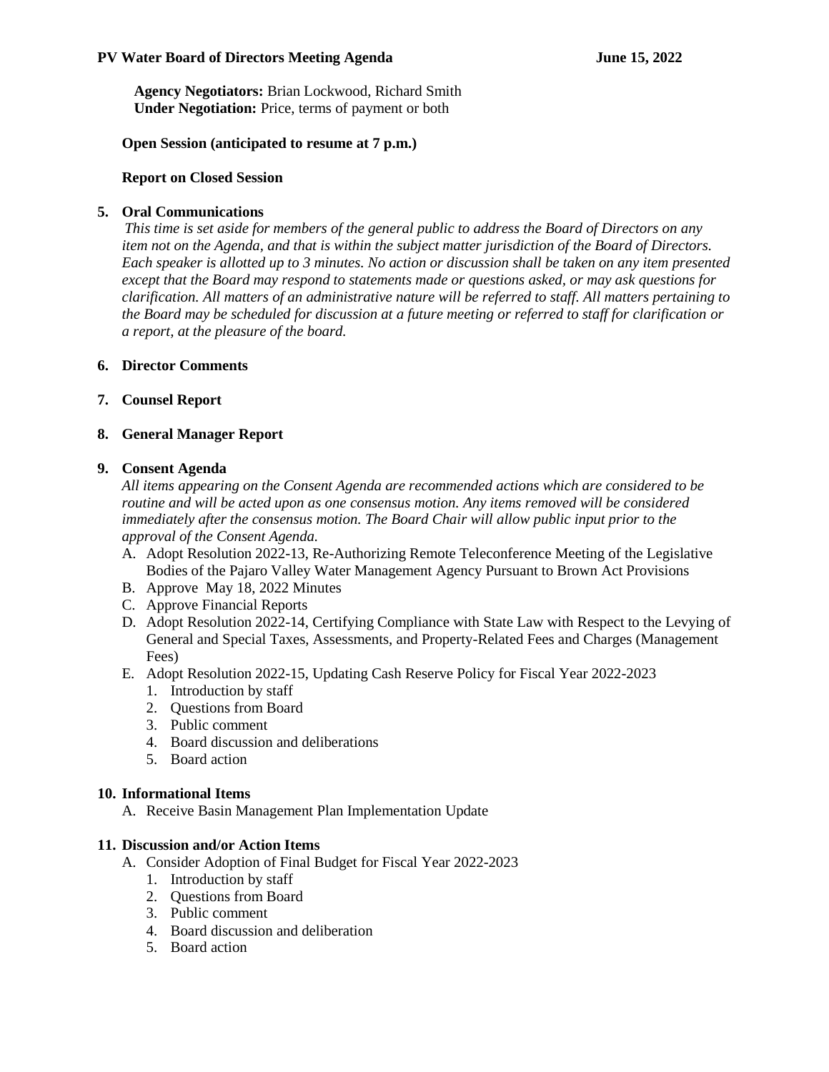**Agency Negotiators:** Brian Lockwood, Richard Smith
**Under Negotiation:** Price, terms of payment or both

**Open Session (anticipated to resume at 7 p.m.)**

**Report on Closed Session**

**5. Oral Communications**

*This time is set aside for members of the general public to address the Board of Directors on any item not on the Agenda, and that is within the subject matter jurisdiction of the Board of Directors. Each speaker is allotted up to 3 minutes. No action or discussion shall be taken on any item presented except that the Board may respond to statements made or questions asked, or may ask questions for clarification. All matters of an administrative nature will be referred to staff. All matters pertaining to the Board may be scheduled for discussion at a future meeting or referred to staff for clarification or a report, at the pleasure of the board.*

**6. Director Comments**

**7. Counsel Report**

**8. General Manager Report**

**9. Consent Agenda**

*All items appearing on the Consent Agenda are recommended actions which are considered to be routine and will be acted upon as one consensus motion. Any items removed will be considered immediately after the consensus motion. The Board Chair will allow public input prior to the approval of the Consent Agenda.*

A. Adopt Resolution 2022-13, Re-Authorizing Remote Teleconference Meeting of the Legislative Bodies of the Pajaro Valley Water Management Agency Pursuant to Brown Act Provisions
B. Approve May 18, 2022 Minutes
C. Approve Financial Reports
D. Adopt Resolution 2022-14, Certifying Compliance with State Law with Respect to the Levying of General and Special Taxes, Assessments, and Property-Related Fees and Charges (Management Fees)
E. Adopt Resolution 2022-15, Updating Cash Reserve Policy for Fiscal Year 2022-2023
   1. Introduction by staff
   2. Questions from Board
   3. Public comment
   4. Board discussion and deliberations
   5. Board action

**10. Informational Items**

A. Receive Basin Management Plan Implementation Update

**11. Discussion and/or Action Items**

A. Consider Adoption of Final Budget for Fiscal Year 2022-2023
   1. Introduction by staff
   2. Questions from Board
   3. Public comment
   4. Board discussion and deliberation
   5. Board action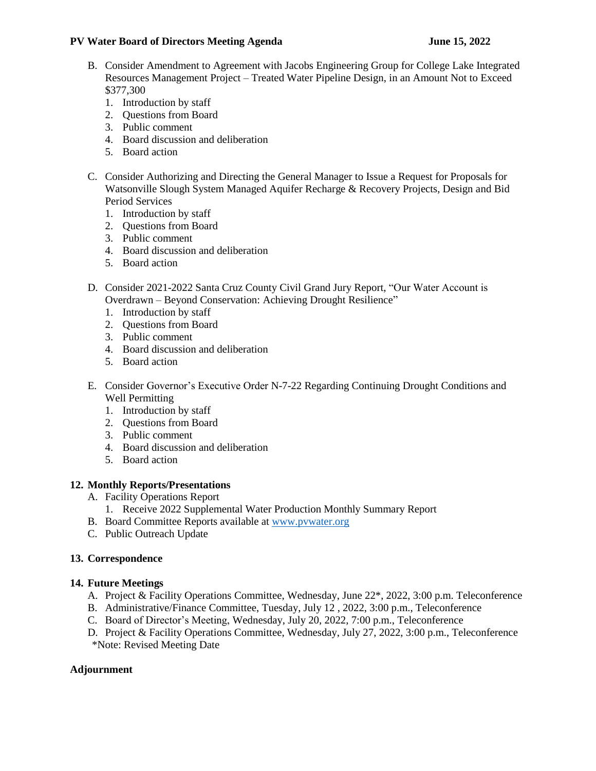B. Consider Amendment to Agreement with Jacobs Engineering Group for College Lake Integrated Resources Management Project – Treated Water Pipeline Design, in an Amount Not to Exceed $377,300
   1. Introduction by staff
   2. Questions from Board
   3. Public comment
   4. Board discussion and deliberation
   5. Board action

C. Consider Authorizing and Directing the General Manager to Issue a Request for Proposals for Watsonville Slough System Managed Aquifer Recharge & Recovery Projects, Design and Bid Period Services
   1. Introduction by staff
   2. Questions from Board
   3. Public comment
   4. Board discussion and deliberation
   5. Board action

D. Consider 2021-2022 Santa Cruz County Civil Grand Jury Report, "Our Water Account is Overdrawn – Beyond Conservation: Achieving Drought Resilience"
   1. Introduction by staff
   2. Questions from Board
   3. Public comment
   4. Board discussion and deliberation
   5. Board action

E. Consider Governor's Executive Order N-7-22 Regarding Continuing Drought Conditions and Well Permitting
   1. Introduction by staff
   2. Questions from Board
   3. Public comment
   4. Board discussion and deliberation
   5. Board action

**12. Monthly Reports/Presentations**

A. Facility Operations Report
   1. Receive 2022 Supplemental Water Production Monthly Summary Report

B. Board Committee Reports available at [www.pvwater.org](http://www.pvwater.org)

C. Public Outreach Update

**13. Correspondence**

**14. Future Meetings**

A. Project & Facility Operations Committee, Wednesday, June 22*, 2022, 3:00 p.m. Teleconference

B. Administrative/Finance Committee, Tuesday, July 12 , 2022, 3:00 p.m., Teleconference

C. Board of Director's Meeting, Wednesday, July 20, 2022, 7:00 p.m., Teleconference

D. Project & Facility Operations Committee, Wednesday, July 27, 2022, 3:00 p.m., Teleconference

*Note: Revised Meeting Date

**Adjournment**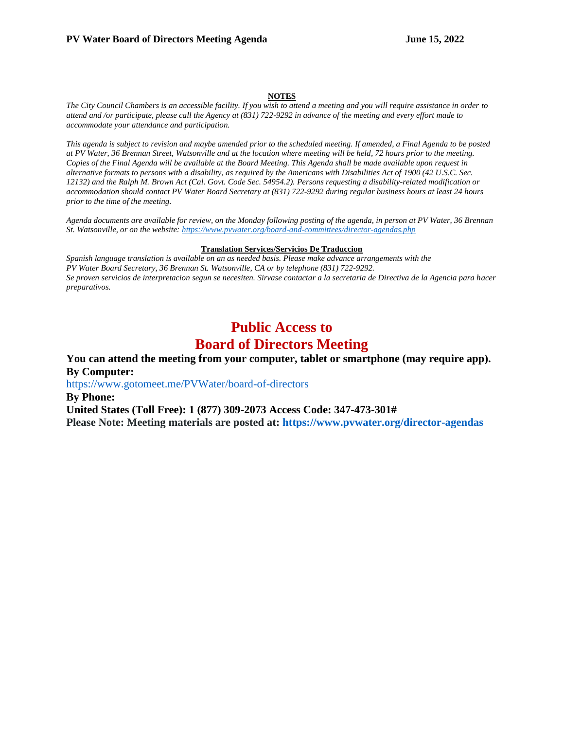**NOTES**

*The City Council Chambers is an accessible facility. If you wish to attend a meeting and you will require assistance in order to attend and /or participate, please call the Agency at (831) 722-9292 in advance of the meeting and every effort made to accommodate your attendance and participation.*

*This agenda is subject to revision and maybe amended prior to the scheduled meeting. If amended, a Final Agenda to be posted at PV Water, 36 Brennan Street, Watsonville and at the location where meeting will be held, 72 hours prior to the meeting. Copies of the Final Agenda will be available at the Board Meeting. This Agenda shall be made available upon request in alternative formats to persons with a disability, as required by the Americans with Disabilities Act of 1900 (42 U.S.C. Sec. 12132) and the Ralph M. Brown Act (Cal. Govt. Code Sec. 54954.2). Persons requesting a disability-related modification or accommodation should contact PV Water Board Secretary at (831) 722-9292 during regular business hours at least 24 hours prior to the time of the meeting.*

*Agenda documents are available for review, on the Monday following posting of the agenda, in person at PV Water, 36 Brennan St. Watsonville, or on the website: https://www.pvwater.org/board-and-committees/director-agendas.php*

**Translation Services/Servicios De Traduccion**

*Spanish language translation is available on an as needed basis. Please make advance arrangements with the PV Water Board Secretary, 36 Brennan St. Watsonville, CA or by telephone (831) 722-9292.*
*Se proven servicios de interpretacion segun se necesiten. Sirvase contactar a la secretaria de Directiva de la Agencia para hacer preparativos.*

# Public Access to Board of Directors Meeting

**You can attend the meeting from your computer, tablet or smartphone (may require app).**
**By Computer:**
https://www.gotomeet.me/PVWater/board-of-directors
**By Phone:**
**United States (Toll Free): 1 (877) 309-2073 Access Code: 347-473-301#**
**Please Note: Meeting materials are posted at: https://www.pvwater.org/director-agendas**